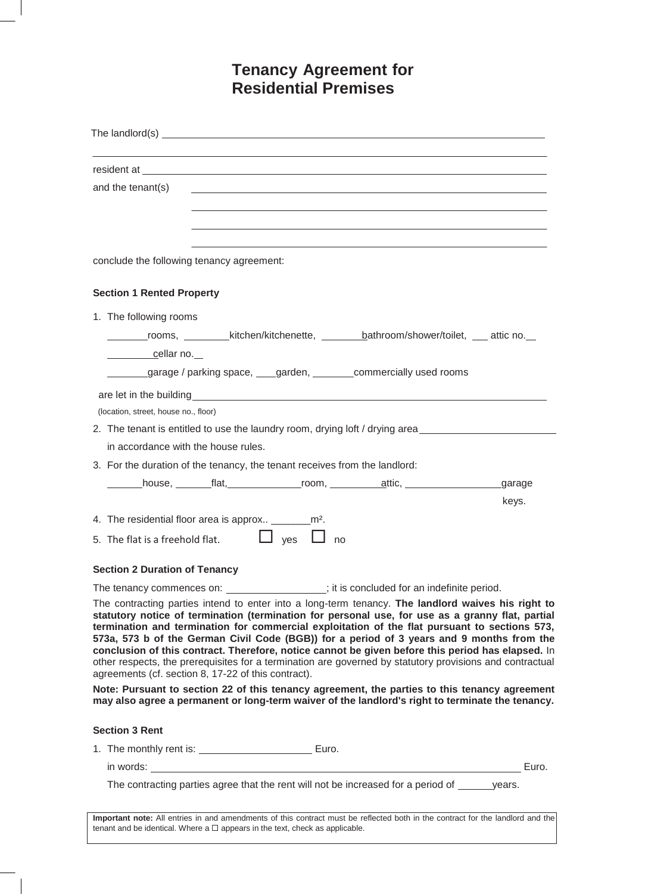# Tenancy Agreement for Residential Premises

The landlord(s) ______________________________________________________________

______________________________________________________________

resident at ______________________________________________________________

and the tenant(s) ______________________________________________________________

______________________________________________________________

______________________________________________________________

______________________________________________________________

conclude the following tenancy agreement:

**Section 1 Rented Property**

1. The following rooms

   _______rooms, ________kitchen/kitchenette, _______bathroom/shower/toilet, ___ attic no.__

   ________cellar no.__

   _______garage / parking space, ___garden, _______commercially used rooms

   are let in the building______________________________________________________________

   (location, street, house no., floor)

2. The tenant is entitled to use the laundry room, drying loft / drying area________________________

   in accordance with the house rules.

3. For the duration of the tenancy, the tenant receives from the landlord:

   ______house, ______flat,____________room, _________attic, ________________garage

   keys.

4. The residential floor area is approx.. _______m².

5. The flat is a freehold flat. ☐ yes ☐ no

**Section 2 Duration of Tenancy**

The tenancy commences on: _________________; it is concluded for an indefinite period.

The contracting parties intend to enter into a long-term tenancy. **The landlord waives his right to statutory notice of termination (termination for personal use, for use as a granny flat, partial termination and termination for commercial exploitation of the flat pursuant to sections 573, 573a, 573 b of the German Civil Code (BGB)) for a period of 3 years and 9 months from the conclusion of this contract. Therefore, notice cannot be given before this period has elapsed.** In other respects, the prerequisites for a termination are governed by statutory provisions and contractual agreements (cf. section 8, 17-22 of this contract).

**Note: Pursuant to section 22 of this tenancy agreement, the parties to this tenancy agreement may also agree a permanent or long-term waiver of the landlord's right to terminate the tenancy.**

**Section 3 Rent**

1. The monthly rent is: ____________________ Euro.

   in words: ______________________________________________________________ Euro.

   The contracting parties agree that the rent will not be increased for a period of ______years.

**Important note:** All entries in and amendments of this contract must be reflected both in the contract for the landlord and the tenant and be identical. Where a ☐ appears in the text, check as applicable.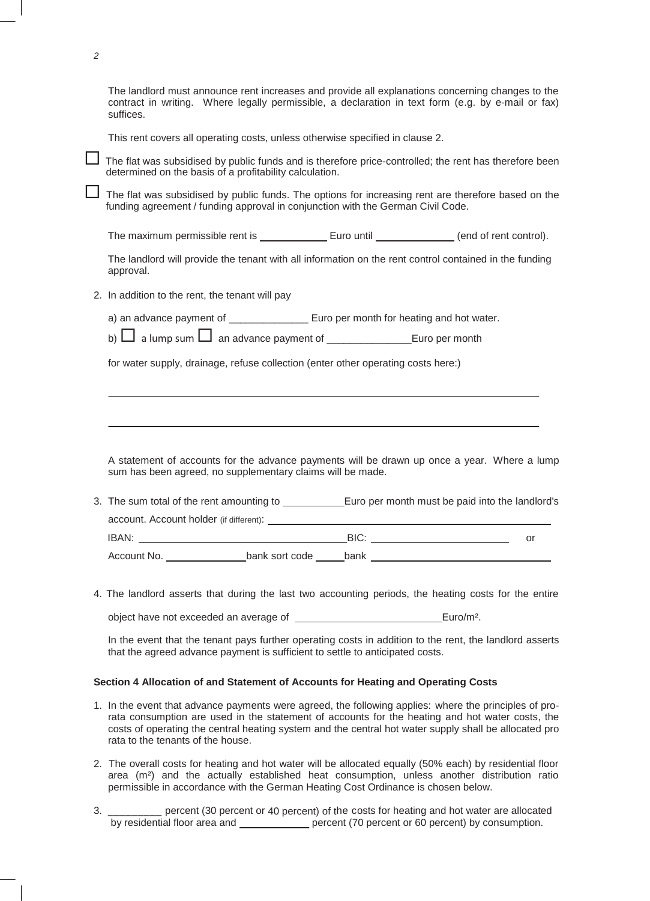The landlord must announce rent increases and provide all explanations concerning changes to the contract in writing. Where legally permissible, a declaration in text form (e.g. by e-mail or fax) suffices.

This rent covers all operating costs, unless otherwise specified in clause 2.

☐ The flat was subsidised by public funds and is therefore price-controlled; the rent has therefore been determined on the basis of a profitability calculation.

☐ The flat was subsidised by public funds. The options for increasing rent are therefore based on the funding agreement / funding approval in conjunction with the German Civil Code.

The maximum permissible rent is ____________ Euro until ______________ (end of rent control).

The landlord will provide the tenant with all information on the rent control contained in the funding approval.

2. In addition to the rent, the tenant will pay

   a) an advance payment of ______________ Euro per month for heating and hot water.

   b) ☐ a lump sum ☐ an advance payment of _______________Euro per month

   for water supply, drainage, refuse collection (enter other operating costs here:)

   ______________________________________________________________________________

   ______________________________________________________________________________

   A statement of accounts for the advance payments will be drawn up once a year. Where a lump sum has been agreed, no supplementary claims will be made.

3. The sum total of the rent amounting to ___________Euro per month must be paid into the landlord's account. Account holder (if different): ______________________________________________

   IBAN: ____________________________________BIC: ________________________ or

   Account No. _______________bank sort code ______bank _________________________________

4. The landlord asserts that during the last two accounting periods, the heating costs for the entire object have not exceeded an average of __________________________Euro/m².

   In the event that the tenant pays further operating costs in addition to the rent, the landlord asserts that the agreed advance payment is sufficient to settle to anticipated costs.

**Section 4 Allocation of and Statement of Accounts for Heating and Operating Costs**

1. In the event that advance payments were agreed, the following applies: where the principles of pro-rata consumption are used in the statement of accounts for the heating and hot water costs, the costs of operating the central heating system and the central hot water supply shall be allocated pro rata to the tenants of the house.

2. The overall costs for heating and hot water will be allocated equally (50% each) by residential floor area (m²) and the actually established heat consumption, unless another distribution ratio permissible in accordance with the German Heating Cost Ordinance is chosen below.

3. _________ percent (30 percent or 40 percent) of the costs for heating and hot water are allocated by residential floor area and _____________ percent (70 percent or 60 percent) by consumption.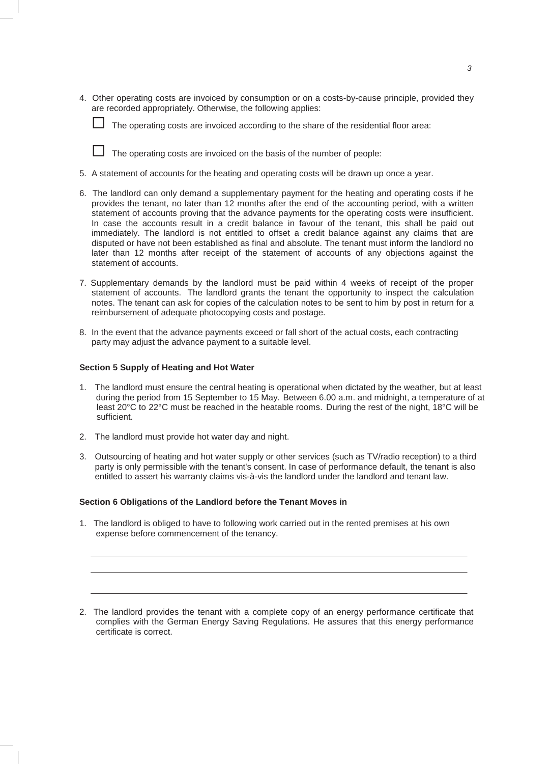4. Other operating costs are invoiced by consumption or on a costs-by-cause principle, provided they are recorded appropriately. Otherwise, the following applies:

   ☐ The operating costs are invoiced according to the share of the residential floor area:

   ☐ The operating costs are invoiced on the basis of the number of people:

5. A statement of accounts for the heating and operating costs will be drawn up once a year.

6. The landlord can only demand a supplementary payment for the heating and operating costs if he provides the tenant, no later than 12 months after the end of the accounting period, with a written statement of accounts proving that the advance payments for the operating costs were insufficient. In case the accounts result in a credit balance in favour of the tenant, this shall be paid out immediately. The landlord is not entitled to offset a credit balance against any claims that are disputed or have not been established as final and absolute. The tenant must inform the landlord no later than 12 months after receipt of the statement of accounts of any objections against the statement of accounts.

7. Supplementary demands by the landlord must be paid within 4 weeks of receipt of the proper statement of accounts. The landlord grants the tenant the opportunity to inspect the calculation notes. The tenant can ask for copies of the calculation notes to be sent to him by post in return for a reimbursement of adequate photocopying costs and postage.

8. In the event that the advance payments exceed or fall short of the actual costs, each contracting party may adjust the advance payment to a suitable level.

**Section 5 Supply of Heating and Hot Water**

1. The landlord must ensure the central heating is operational when dictated by the weather, but at least during the period from 15 September to 15 May. Between 6.00 a.m. and midnight, a temperature of at least 20°C to 22°C must be reached in the heatable rooms. During the rest of the night, 18°C will be sufficient.

2. The landlord must provide hot water day and night.

3. Outsourcing of heating and hot water supply or other services (such as TV/radio reception) to a third party is only permissible with the tenant's consent. In case of performance default, the tenant is also entitled to assert his warranty claims vis-à-vis the landlord under the landlord and tenant law.

**Section 6 Obligations of the Landlord before the Tenant Moves in**

1. The landlord is obliged to have to following work carried out in the rented premises at his own expense before commencement of the tenancy.

   \_\_\_\_\_\_\_\_\_\_\_\_\_\_\_\_\_\_\_\_\_\_\_\_\_\_\_\_\_\_\_\_\_\_\_\_\_\_\_\_\_\_\_\_\_\_\_\_\_\_\_\_\_\_\_\_\_\_\_\_

   \_\_\_\_\_\_\_\_\_\_\_\_\_\_\_\_\_\_\_\_\_\_\_\_\_\_\_\_\_\_\_\_\_\_\_\_\_\_\_\_\_\_\_\_\_\_\_\_\_\_\_\_\_\_\_\_\_\_\_\_

   \_\_\_\_\_\_\_\_\_\_\_\_\_\_\_\_\_\_\_\_\_\_\_\_\_\_\_\_\_\_\_\_\_\_\_\_\_\_\_\_\_\_\_\_\_\_\_\_\_\_\_\_\_\_\_\_\_\_\_\_

2. The landlord provides the tenant with a complete copy of an energy performance certificate that complies with the German Energy Saving Regulations. He assures that this energy performance certificate is correct.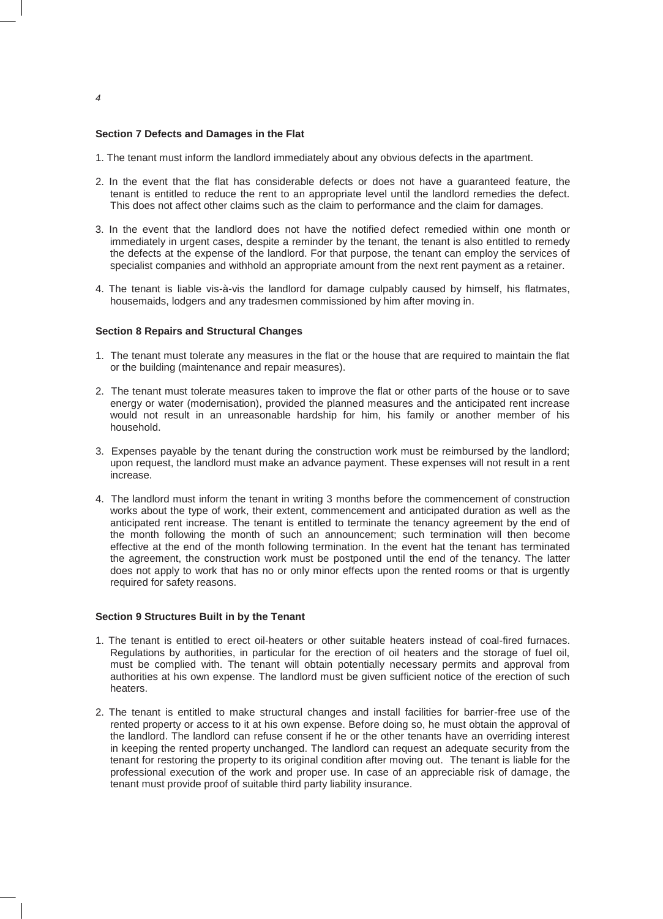### Section 7 Defects and Damages in the Flat

1. The tenant must inform the landlord immediately about any obvious defects in the apartment.
2. In the event that the flat has considerable defects or does not have a guaranteed feature, the tenant is entitled to reduce the rent to an appropriate level until the landlord remedies the defect. This does not affect other claims such as the claim to performance and the claim for damages.
3. In the event that the landlord does not have the notified defect remedied within one month or immediately in urgent cases, despite a reminder by the tenant, the tenant is also entitled to remedy the defects at the expense of the landlord. For that purpose, the tenant can employ the services of specialist companies and withhold an appropriate amount from the next rent payment as a retainer.
4. The tenant is liable vis-à-vis the landlord for damage culpably caused by himself, his flatmates, housemaids, lodgers and any tradesmen commissioned by him after moving in.

### Section 8 Repairs and Structural Changes

1. The tenant must tolerate any measures in the flat or the house that are required to maintain the flat or the building (maintenance and repair measures).
2. The tenant must tolerate measures taken to improve the flat or other parts of the house or to save energy or water (modernisation), provided the planned measures and the anticipated rent increase would not result in an unreasonable hardship for him, his family or another member of his household.
3. Expenses payable by the tenant during the construction work must be reimbursed by the landlord; upon request, the landlord must make an advance payment. These expenses will not result in a rent increase.
4. The landlord must inform the tenant in writing 3 months before the commencement of construction works about the type of work, their extent, commencement and anticipated duration as well as the anticipated rent increase. The tenant is entitled to terminate the tenancy agreement by the end of the month following the month of such an announcement; such termination will then become effective at the end of the month following termination. In the event hat the tenant has terminated the agreement, the construction work must be postponed until the end of the tenancy. The latter does not apply to work that has no or only minor effects upon the rented rooms or that is urgently required for safety reasons.

### Section 9 Structures Built in by the Tenant

1. The tenant is entitled to erect oil-heaters or other suitable heaters instead of coal-fired furnaces. Regulations by authorities, in particular for the erection of oil heaters and the storage of fuel oil, must be complied with. The tenant will obtain potentially necessary permits and approval from authorities at his own expense. The landlord must be given sufficient notice of the erection of such heaters.
2. The tenant is entitled to make structural changes and install facilities for barrier-free use of the rented property or access to it at his own expense. Before doing so, he must obtain the approval of the landlord. The landlord can refuse consent if he or the other tenants have an overriding interest in keeping the rented property unchanged. The landlord can request an adequate security from the tenant for restoring the property to its original condition after moving out. The tenant is liable for the professional execution of the work and proper use. In case of an appreciable risk of damage, the tenant must provide proof of suitable third party liability insurance.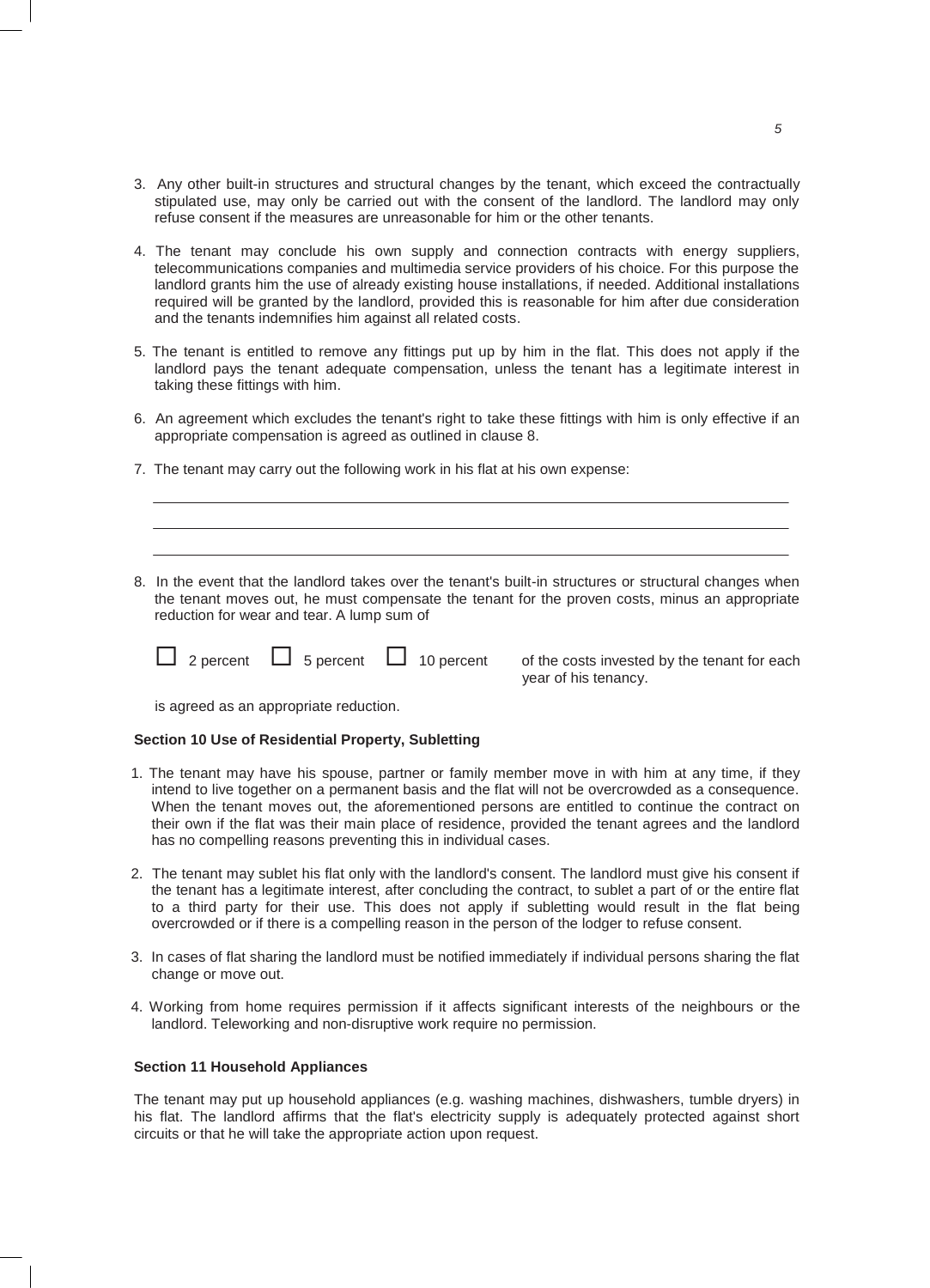3. Any other built-in structures and structural changes by the tenant, which exceed the contractually stipulated use, may only be carried out with the consent of the landlord. The landlord may only refuse consent if the measures are unreasonable for him or the other tenants.

4. The tenant may conclude his own supply and connection contracts with energy suppliers, telecommunications companies and multimedia service providers of his choice. For this purpose the landlord grants him the use of already existing house installations, if needed. Additional installations required will be granted by the landlord, provided this is reasonable for him after due consideration and the tenants indemnifies him against all related costs.

5. The tenant is entitled to remove any fittings put up by him in the flat. This does not apply if the landlord pays the tenant adequate compensation, unless the tenant has a legitimate interest in taking these fittings with him.

6. An agreement which excludes the tenant's right to take these fittings with him is only effective if an appropriate compensation is agreed as outlined in clause 8.

7. The tenant may carry out the following work in his flat at his own expense:

\_\_\_\_\_\_\_\_\_\_\_\_\_\_\_\_\_\_\_\_\_\_\_\_\_\_\_\_\_\_\_\_\_\_\_\_\_\_\_\_\_\_\_\_\_\_\_\_\_\_\_\_\_\_\_\_\_\_\_\_\_\_\_\_\_\_\_\_\_\_\_\_\_\_

\_\_\_\_\_\_\_\_\_\_\_\_\_\_\_\_\_\_\_\_\_\_\_\_\_\_\_\_\_\_\_\_\_\_\_\_\_\_\_\_\_\_\_\_\_\_\_\_\_\_\_\_\_\_\_\_\_\_\_\_\_\_\_\_\_\_\_\_\_\_\_\_\_\_

\_\_\_\_\_\_\_\_\_\_\_\_\_\_\_\_\_\_\_\_\_\_\_\_\_\_\_\_\_\_\_\_\_\_\_\_\_\_\_\_\_\_\_\_\_\_\_\_\_\_\_\_\_\_\_\_\_\_\_\_\_\_\_\_\_\_\_\_\_\_\_\_\_\_

8. In the event that the landlord takes over the tenant's built-in structures or structural changes when the tenant moves out, he must compensate the tenant for the proven costs, minus an appropriate reduction for wear and tear. A lump sum of

   ☐ 2 percent ☐ 5 percent ☐ 10 percent of the costs invested by the tenant for each year of his tenancy.

   is agreed as an appropriate reduction.

### Section 10 Use of Residential Property, Subletting

1. The tenant may have his spouse, partner or family member move in with him at any time, if they intend to live together on a permanent basis and the flat will not be overcrowded as a consequence. When the tenant moves out, the aforementioned persons are entitled to continue the contract on their own if the flat was their main place of residence, provided the tenant agrees and the landlord has no compelling reasons preventing this in individual cases.

2. The tenant may sublet his flat only with the landlord's consent. The landlord must give his consent if the tenant has a legitimate interest, after concluding the contract, to sublet a part of or the entire flat to a third party for their use. This does not apply if subletting would result in the flat being overcrowded or if there is a compelling reason in the person of the lodger to refuse consent.

3. In cases of flat sharing the landlord must be notified immediately if individual persons sharing the flat change or move out.

4. Working from home requires permission if it affects significant interests of the neighbours or the landlord. Teleworking and non-disruptive work require no permission.

### Section 11 Household Appliances

The tenant may put up household appliances (e.g. washing machines, dishwashers, tumble dryers) in his flat. The landlord affirms that the flat's electricity supply is adequately protected against short circuits or that he will take the appropriate action upon request.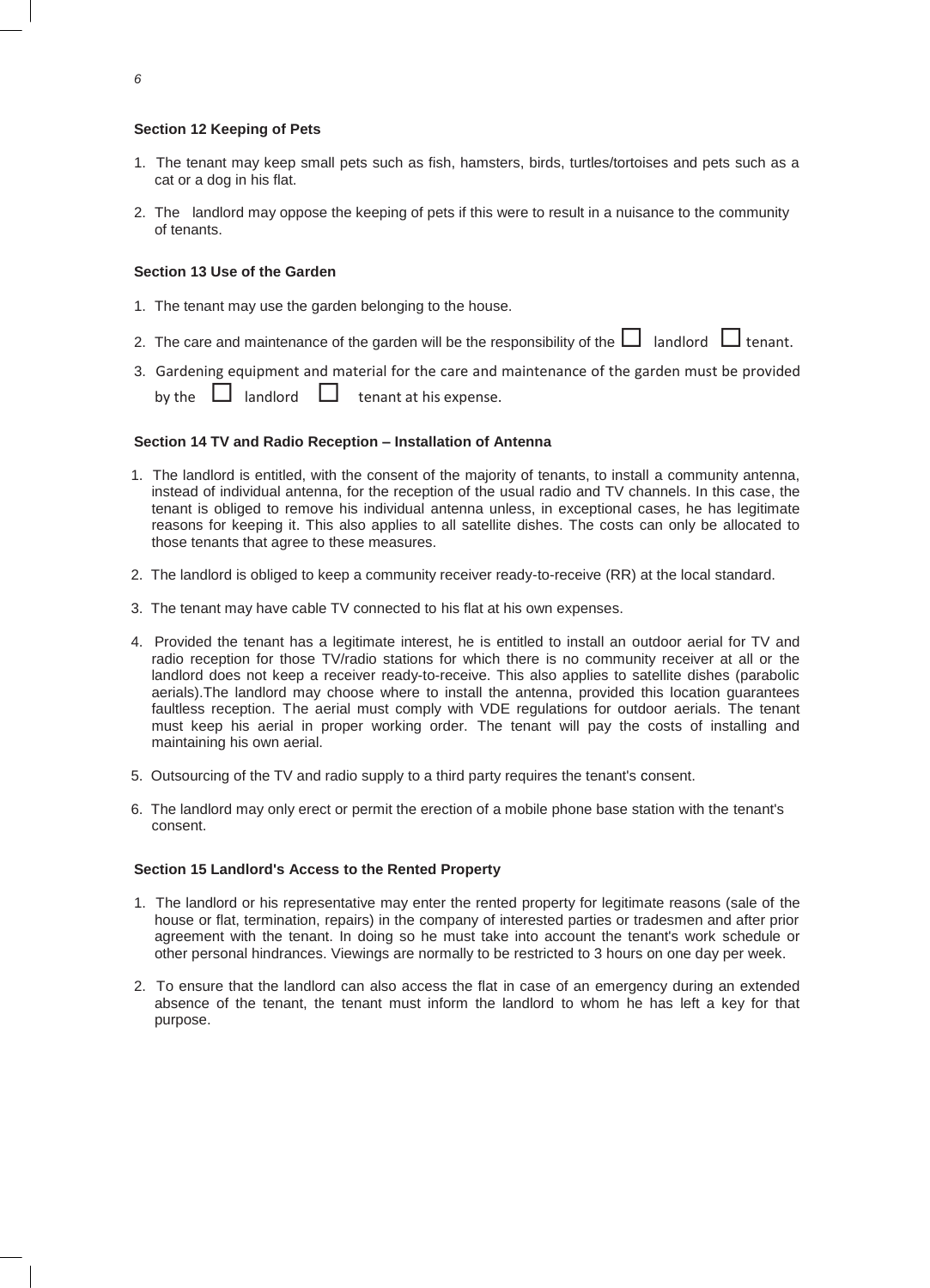### Section 12 Keeping of Pets

1. The tenant may keep small pets such as fish, hamsters, birds, turtles/tortoises and pets such as a cat or a dog in his flat.
2. The landlord may oppose the keeping of pets if this were to result in a nuisance to the community of tenants.

### Section 13 Use of the Garden

1. The tenant may use the garden belonging to the house.
2. The care and maintenance of the garden will be the responsibility of the ☐ landlord ☐ tenant.
3. Gardening equipment and material for the care and maintenance of the garden must be provided by the ☐ landlord ☐ tenant at his expense.

### Section 14 TV and Radio Reception – Installation of Antenna

1. The landlord is entitled, with the consent of the majority of tenants, to install a community antenna, instead of individual antenna, for the reception of the usual radio and TV channels. In this case, the tenant is obliged to remove his individual antenna unless, in exceptional cases, he has legitimate reasons for keeping it. This also applies to all satellite dishes. The costs can only be allocated to those tenants that agree to these measures.
2. The landlord is obliged to keep a community receiver ready-to-receive (RR) at the local standard.
3. The tenant may have cable TV connected to his flat at his own expenses.
4. Provided the tenant has a legitimate interest, he is entitled to install an outdoor aerial for TV and radio reception for those TV/radio stations for which there is no community receiver at all or the landlord does not keep a receiver ready-to-receive. This also applies to satellite dishes (parabolic aerials).The landlord may choose where to install the antenna, provided this location guarantees faultless reception. The aerial must comply with VDE regulations for outdoor aerials. The tenant must keep his aerial in proper working order. The tenant will pay the costs of installing and maintaining his own aerial.
5. Outsourcing of the TV and radio supply to a third party requires the tenant's consent.
6. The landlord may only erect or permit the erection of a mobile phone base station with the tenant's consent.

### Section 15 Landlord's Access to the Rented Property

1. The landlord or his representative may enter the rented property for legitimate reasons (sale of the house or flat, termination, repairs) in the company of interested parties or tradesmen and after prior agreement with the tenant. In doing so he must take into account the tenant's work schedule or other personal hindrances. Viewings are normally to be restricted to 3 hours on one day per week.
2. To ensure that the landlord can also access the flat in case of an emergency during an extended absence of the tenant, the tenant must inform the landlord to whom he has left a key for that purpose.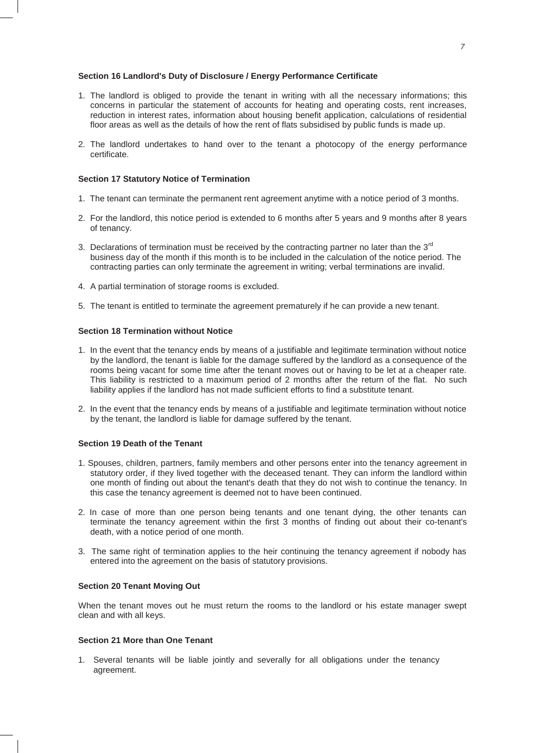**Section 16 Landlord's Duty of Disclosure / Energy Performance Certificate**

1. The landlord is obliged to provide the tenant in writing with all the necessary informations; this concerns in particular the statement of accounts for heating and operating costs, rent increases, reduction in interest rates, information about housing benefit application, calculations of residential floor areas as well as the details of how the rent of flats subsidised by public funds is made up.

2. The landlord undertakes to hand over to the tenant a photocopy of the energy performance certificate.

**Section 17 Statutory Notice of Termination**

1. The tenant can terminate the permanent rent agreement anytime with a notice period of 3 months.

2. For the landlord, this notice period is extended to 6 months after 5 years and 9 months after 8 years of tenancy.

3. Declarations of termination must be received by the contracting partner no later than the 3rd business day of the month if this month is to be included in the calculation of the notice period. The contracting parties can only terminate the agreement in writing; verbal terminations are invalid.

4. A partial termination of storage rooms is excluded.

5. The tenant is entitled to terminate the agreement prematurely if he can provide a new tenant.

**Section 18 Termination without Notice**

1. In the event that the tenancy ends by means of a justifiable and legitimate termination without notice by the landlord, the tenant is liable for the damage suffered by the landlord as a consequence of the rooms being vacant for some time after the tenant moves out or having to be let at a cheaper rate. This liability is restricted to a maximum period of 2 months after the return of the flat. No such liability applies if the landlord has not made sufficient efforts to find a substitute tenant.

2. In the event that the tenancy ends by means of a justifiable and legitimate termination without notice by the tenant, the landlord is liable for damage suffered by the tenant.

**Section 19 Death of the Tenant**

1. Spouses, children, partners, family members and other persons enter into the tenancy agreement in statutory order, if they lived together with the deceased tenant. They can inform the landlord within one month of finding out about the tenant's death that they do not wish to continue the tenancy. In this case the tenancy agreement is deemed not to have been continued.

2. In case of more than one person being tenants and one tenant dying, the other tenants can terminate the tenancy agreement within the first 3 months of finding out about their co-tenant's death, with a notice period of one month.

3. The same right of termination applies to the heir continuing the tenancy agreement if nobody has entered into the agreement on the basis of statutory provisions.

**Section 20 Tenant Moving Out**

When the tenant moves out he must return the rooms to the landlord or his estate manager swept clean and with all keys.

**Section 21 More than One Tenant**

1. Several tenants will be liable jointly and severally for all obligations under the tenancy agreement.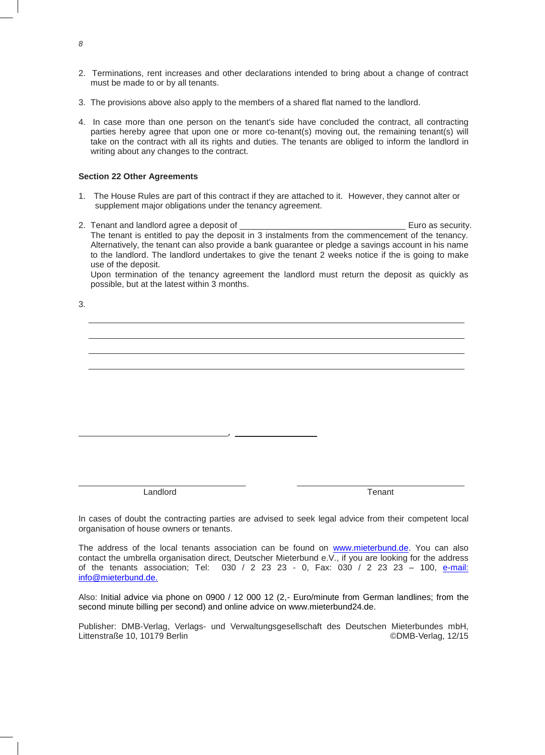2. Terminations, rent increases and other declarations intended to bring about a change of contract must be made to or by all tenants.

3. The provisions above also apply to the members of a shared flat named to the landlord.

4. In case more than one person on the tenant's side have concluded the contract, all contracting parties hereby agree that upon one or more co-tenant(s) moving out, the remaining tenant(s) will take on the contract with all its rights and duties. The tenants are obliged to inform the landlord in writing about any changes to the contract.

**Section 22 Other Agreements**

1. The House Rules are part of this contract if they are attached to it. However, they cannot alter or supplement major obligations under the tenancy agreement.

2. Tenant and landlord agree a deposit of __________________________________ Euro as security. The tenant is entitled to pay the deposit in 3 instalments from the commencement of the tenancy. Alternatively, the tenant can also provide a bank guarantee or pledge a savings account in his name to the landlord. The landlord undertakes to give the tenant 2 weeks notice if the is going to make use of the deposit.
   Upon termination of the tenancy agreement the landlord must return the deposit as quickly as possible, but at the latest within 3 months.

3. 
   ______________________________________________________________________________
   ______________________________________________________________________________
   ______________________________________________________________________________
   ______________________________________________________________________________

______________________________, ________________

______________________________ ______________________________
Landlord Tenant

In cases of doubt the contracting parties are advised to seek legal advice from their competent local organisation of house owners or tenants.

The address of the local tenants association can be found on www.mieterbund.de. You can also contact the umbrella organisation direct, Deutscher Mieterbund e.V., if you are looking for the address of the tenants association; Tel: 030 / 2 23 23 - 0, Fax: 030 / 2 23 23 – 100, e-mail: info@mieterbund.de.

Also: Initial advice via phone on 0900 / 12 000 12 (2,- Euro/minute from German landlines; from the second minute billing per second) and online advice on www.mieterbund24.de.

Publisher: DMB-Verlag, Verlags- und Verwaltungsgesellschaft des Deutschen Mieterbundes mbH, Littenstraße 10, 10179 Berlin ©DMB-Verlag, 12/15